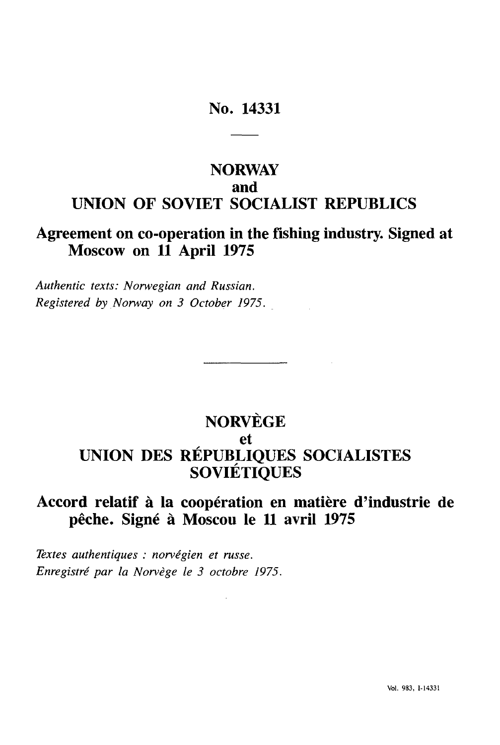No. 14331

# NORWAY
and
# UNION OF SOVIET SOCIALIST REPUBLICS

## Agreement on co-operation in the fishing industry. Signed at Moscow on 11 April 1975

*Authentic texts: Norwegian and Russian.*
*Registered by Norway on 3 October 1975.*

---

# NORVÈGE
et
# UNION DES RÉPUBLIQUES SOCIALISTES SOVIÉTIQUES

## Accord relatif à la coopération en matière d'industrie de pêche. Signé à Moscou le 11 avril 1975

*Textes authentiques : norvégien et russe.*
*Enregistré par la Norvège le 3 octobre 1975.*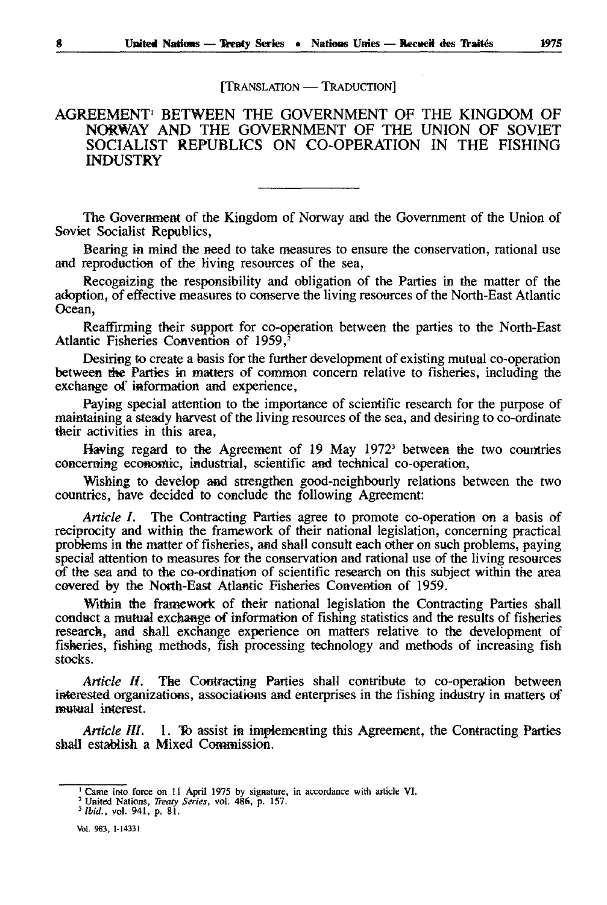[TRANSLATION — TRADUCTION]

# AGREEMENT[1] BETWEEN THE GOVERNMENT OF THE KINGDOM OF NORWAY AND THE GOVERNMENT OF THE UNION OF SOVIET SOCIALIST REPUBLICS ON CO-OPERATION IN THE FISHING INDUSTRY

The Government of the Kingdom of Norway and the Government of the Union of Soviet Socialist Republics,

Bearing in mind the need to take measures to ensure the conservation, rational use and reproduction of the living resources of the sea,

Recognizing the responsibility and obligation of the Parties in the matter of the adoption, of effective measures to conserve the living resources of the North-East Atlantic Ocean,

Reaffirming their support for co-operation between the parties to the North-East Atlantic Fisheries Convention of 1959,[2]

Desiring to create a basis for the further development of existing mutual co-operation between the Parties in matters of common concern relative to fisheries, including the exchange of information and experience,

Paying special attention to the importance of scientific research for the purpose of maintaining a steady harvest of the living resources of the sea, and desiring to co-ordinate their activities in this area,

Having regard to the Agreement of 19 May 1972[3] between the two countries concerning economic, industrial, scientific and technical co-operation,

Wishing to develop and strengthen good-neighbourly relations between the two countries, have decided to conclude the following Agreement:

*Article I.* The Contracting Parties agree to promote co-operation on a basis of reciprocity and within the framework of their national legislation, concerning practical problems in the matter of fisheries, and shall consult each other on such problems, paying special attention to measures for the conservation and rational use of the living resources of the sea and to the co-ordination of scientific research on this subject within the area covered by the North-East Atlantic Fisheries Convention of 1959.

Within the framework of their national legislation the Contracting Parties shall conduct a mutual exchange of information of fishing statistics and the results of fisheries research, and shall exchange experience on matters relative to the development of fisheries, fishing methods, fish processing technology and methods of increasing fish stocks.

*Article II.* The Contracting Parties shall contribute to co-operation between interested organizations, associations and enterprises in the fishing industry in matters of mutual interest.

*Article III.* 1. To assist in implementing this Agreement, the Contracting Parties shall establish a Mixed Commission.

---

[1] Came into force on 11 April 1975 by signature, in accordance with article VI.
[2] United Nations, *Treaty Series*, vol. 486, p. 157.
[3] *Ibid.*, vol. 941, p. 81.

Vol. 983, I-14331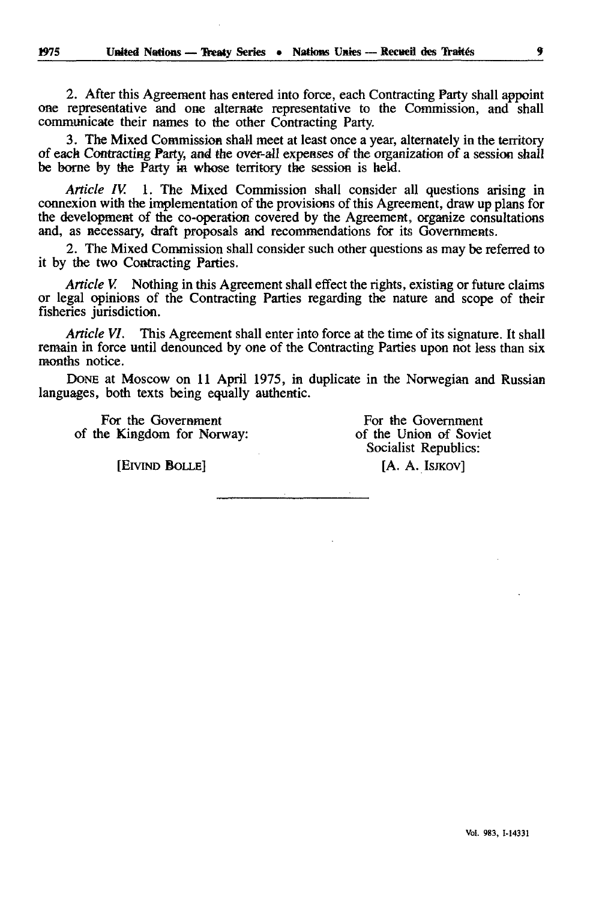2. After this Agreement has entered into force, each Contracting Party shall appoint one representative and one alternate representative to the Commission, and shall communicate their names to the other Contracting Party.

3. The Mixed Commission shall meet at least once a year, alternately in the territory of each Contracting Party, and the over-all expenses of the organization of a session shall be borne by the Party in whose territory the session is held.

*Article IV.* 1. The Mixed Commission shall consider all questions arising in connexion with the implementation of the provisions of this Agreement, draw up plans for the development of the co-operation covered by the Agreement, organize consultations and, as necessary, draft proposals and recommendations for its Governments.

2. The Mixed Commission shall consider such other questions as may be referred to it by the two Contracting Parties.

*Article V.* Nothing in this Agreement shall effect the rights, existing or future claims or legal opinions of the Contracting Parties regarding the nature and scope of their fisheries jurisdiction.

*Article VI.* This Agreement shall enter into force at the time of its signature. It shall remain in force until denounced by one of the Contracting Parties upon not less than six months notice.

DONE at Moscow on 11 April 1975, in duplicate in the Norwegian and Russian languages, both texts being equally authentic.

For the Government of the Kingdom for Norway:

[EIVIND BOLLE]

For the Government of the Union of Soviet Socialist Republics:

[A. A. ISJKOV]